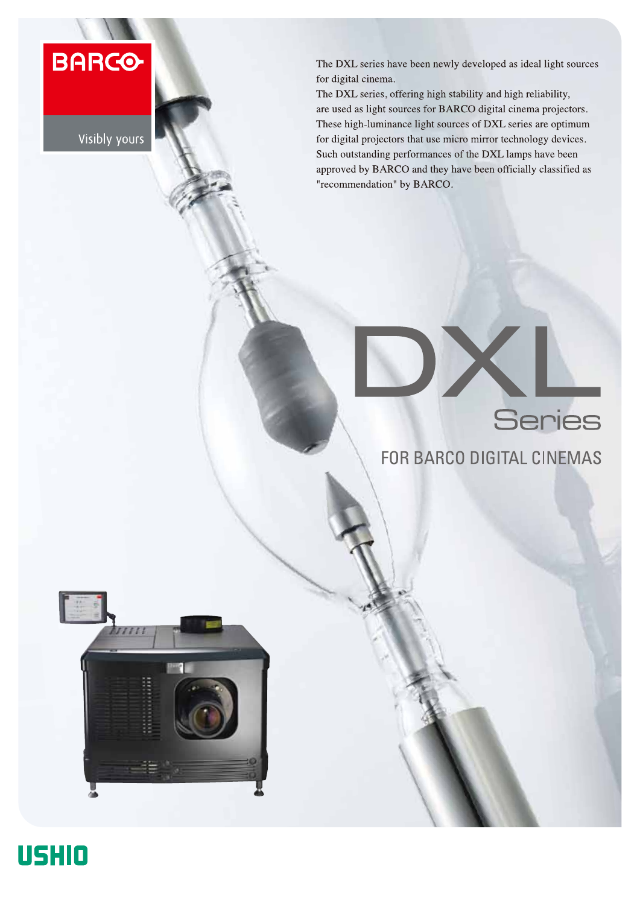BARCO

Visibly yours

The DXL series have been newly developed as ideal light sources for digital cinema.
The DXL series, offering high stability and high reliability, are used as light sources for BARCO digital cinema projectors. These high-luminance light sources of DXL series are optimum for digital projectors that use micro mirror technology devices. Such outstanding performances of the DXL lamps have been approved by BARCO and they have been officially classified as "recommendation" by BARCO.

# DXL

## Series

### FOR BARCO DIGITAL CINEMAS

USHIO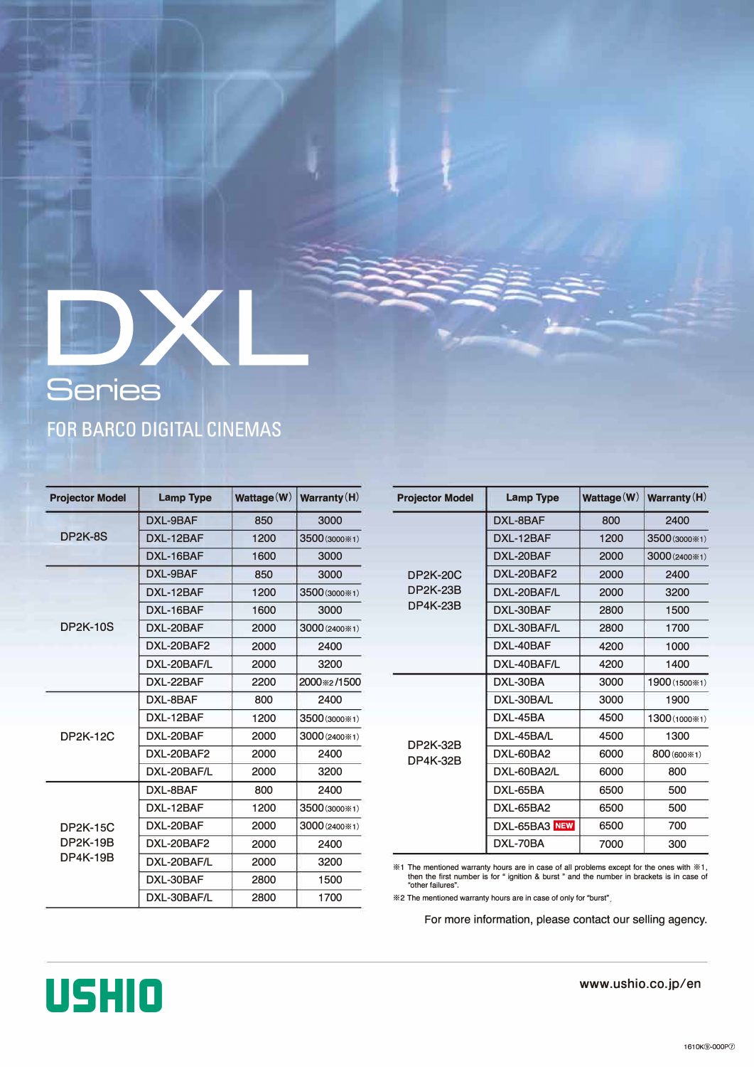# DXL

## Series

### FOR BARCO DIGITAL CINEMAS

| Projector Model | Lamp Type | Wattage (W) | Warranty (H) |
|---|---|---|---|
| DP2K-8S | DXL-9BAF | 850 | 3000 |
| | DXL-12BAF | 1200 | 3500 (3000※1) |
| | DXL-16BAF | 1600 | 3000 |
| DP2K-10S | DXL-9BAF | 850 | 3000 |
| | DXL-12BAF | 1200 | 3500 (3000※1) |
| | DXL-16BAF | 1600 | 3000 |
| | DXL-20BAF | 2000 | 3000 (2400※1) |
| | DXL-20BAF2 | 2000 | 2400 |
| | DXL-20BAF/L | 2000 | 3200 |
| | DXL-22BAF | 2200 | 2000※2 /1500 |
| DP2K-12C | DXL-8BAF | 800 | 2400 |
| | DXL-12BAF | 1200 | 3500 (3000※1) |
| | DXL-20BAF | 2000 | 3000 (2400※1) |
| | DXL-20BAF2 | 2000 | 2400 |
| | DXL-20BAF/L | 2000 | 3200 |
| DP2K-15C DP2K-19B DP4K-19B | DXL-8BAF | 800 | 2400 |
| | DXL-12BAF | 1200 | 3500 (3000※1) |
| | DXL-20BAF | 2000 | 3000 (2400※1) |
| | DXL-20BAF2 | 2000 | 2400 |
| | DXL-20BAF/L | 2000 | 3200 |
| | DXL-30BAF | 2800 | 1500 |
| | DXL-30BAF/L | 2800 | 1700 |

| Projector Model | Lamp Type | Wattage (W) | Warranty (H) |
|---|---|---|---|
| DP2K-20C DP2K-23B DP4K-23B | DXL-8BAF | 800 | 2400 |
| | DXL-12BAF | 1200 | 3500 (3000※1) |
| | DXL-20BAF | 2000 | 3000 (2400※1) |
| | DXL-20BAF2 | 2000 | 2400 |
| | DXL-20BAF/L | 2000 | 3200 |
| | DXL-30BAF | 2800 | 1500 |
| | DXL-30BAF/L | 2800 | 1700 |
| | DXL-40BAF | 4200 | 1000 |
| | DXL-40BAF/L | 4200 | 1400 |
| DP2K-32B DP4K-32B | DXL-30BA | 3000 | 1900 (1500※1) |
| | DXL-30BA/L | 3000 | 1900 |
| | DXL-45BA | 4500 | 1300 (1000※1) |
| | DXL-45BA/L | 4500 | 1300 |
| | DXL-60BA2 | 6000 | 800 (600※1) |
| | DXL-60BA2/L | 6000 | 800 |
| | DXL-65BA | 6500 | 500 |
| | DXL-65BA2 | 6500 | 500 |
| | DXL-65BA3 NEW | 6500 | 700 |
| | DXL-70BA | 7000 | 300 |

※1 The mentioned warranty hours are in case of all problems except for the ones with ※1, then the first number is for " ignition & burst " and the number in brackets is in case of "other failures".

※2 The mentioned warranty hours are in case of only for "burst".

For more information, please contact our selling agency.

USHIO

www.ushio.co.jp/en

1610K⑨-000P⑦